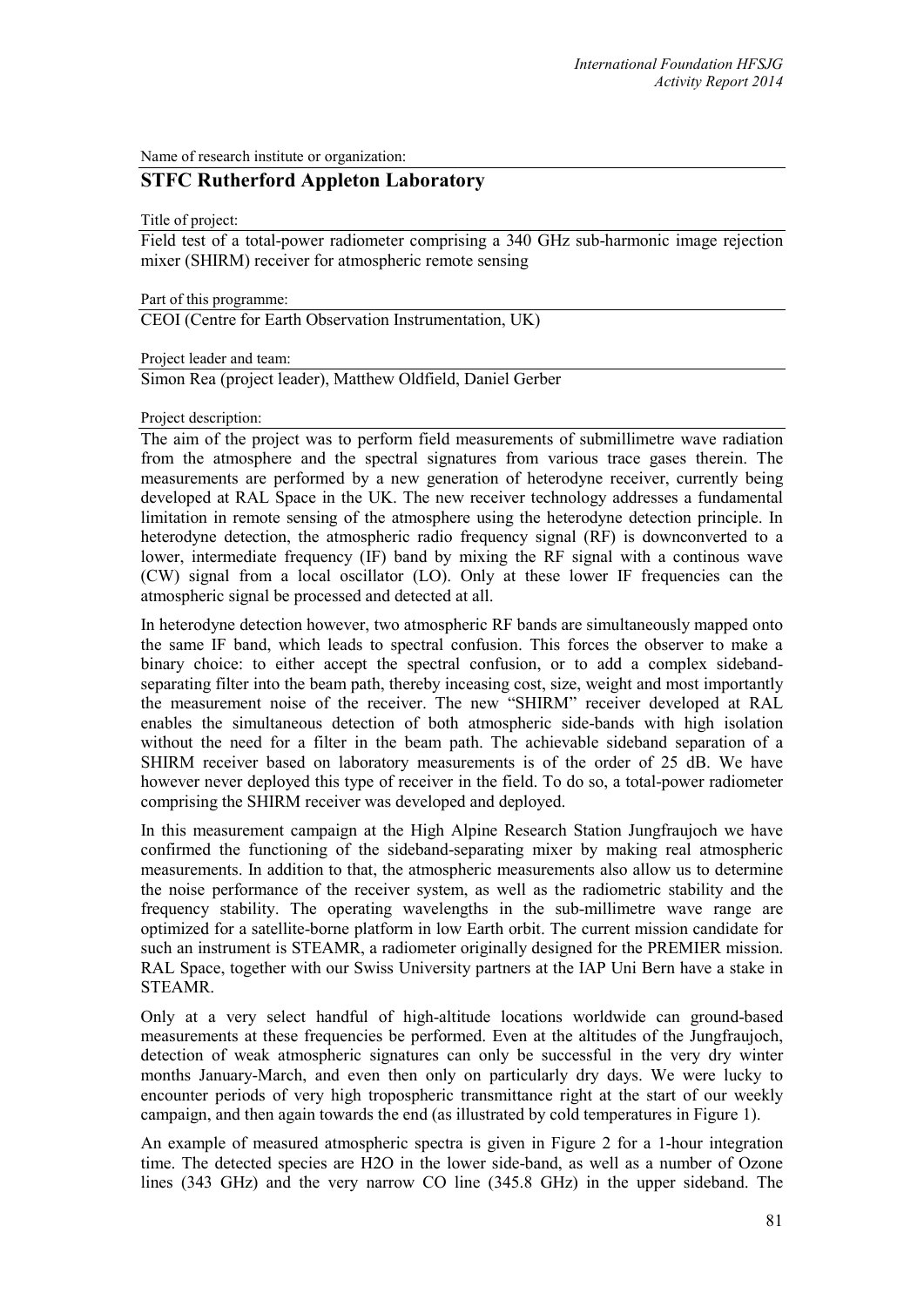Name of research institute or organization:

## STFC Rutherford Appleton Laboratory

Title of project:

Field test of a total-power radiometer comprising a 340 GHz sub-harmonic image rejection mixer (SHIRM) receiver for atmospheric remote sensing

Part of this programme:

CEOI (Centre for Earth Observation Instrumentation, UK)

Project leader and team:

Simon Rea (project leader), Matthew Oldfield, Daniel Gerber

Project description:

The aim of the project was to perform field measurements of submillimetre wave radiation from the atmosphere and the spectral signatures from various trace gases therein. The measurements are performed by a new generation of heterodyne receiver, currently being developed at RAL Space in the UK. The new receiver technology addresses a fundamental limitation in remote sensing of the atmosphere using the heterodyne detection principle. In heterodyne detection, the atmospheric radio frequency signal (RF) is downconverted to a lower, intermediate frequency (IF) band by mixing the RF signal with a continous wave (CW) signal from a local oscillator (LO). Only at these lower IF frequencies can the atmospheric signal be processed and detected at all.

In heterodyne detection however, two atmospheric RF bands are simultaneously mapped onto the same IF band, which leads to spectral confusion. This forces the observer to make a binary choice: to either accept the spectral confusion, or to add a complex sideband-separating filter into the beam path, thereby inceasing cost, size, weight and most importantly the measurement noise of the receiver. The new "SHIRM" receiver developed at RAL enables the simultaneous detection of both atmospheric side-bands with high isolation without the need for a filter in the beam path. The achievable sideband separation of a SHIRM receiver based on laboratory measurements is of the order of 25 dB. We have however never deployed this type of receiver in the field. To do so, a total-power radiometer comprising the SHIRM receiver was developed and deployed.

In this measurement campaign at the High Alpine Research Station Jungfraujoch we have confirmed the functioning of the sideband-separating mixer by making real atmospheric measurements. In addition to that, the atmospheric measurements also allow us to determine the noise performance of the receiver system, as well as the radiometric stability and the frequency stability. The operating wavelengths in the sub-millimetre wave range are optimized for a satellite-borne platform in low Earth orbit. The current mission candidate for such an instrument is STEAMR, a radiometer originally designed for the PREMIER mission. RAL Space, together with our Swiss University partners at the IAP Uni Bern have a stake in STEAMR.

Only at a very select handful of high-altitude locations worldwide can ground-based measurements at these frequencies be performed. Even at the altitudes of the Jungfraujoch, detection of weak atmospheric signatures can only be successful in the very dry winter months January-March, and even then only on particularly dry days. We were lucky to encounter periods of very high tropospheric transmittance right at the start of our weekly campaign, and then again towards the end (as illustrated by cold temperatures in Figure 1).

An example of measured atmospheric spectra is given in Figure 2 for a 1-hour integration time. The detected species are $H_2O$ in the lower side-band, as well as a number of Ozone lines (343 GHz) and the very narrow CO line (345.8 GHz) in the upper sideband. The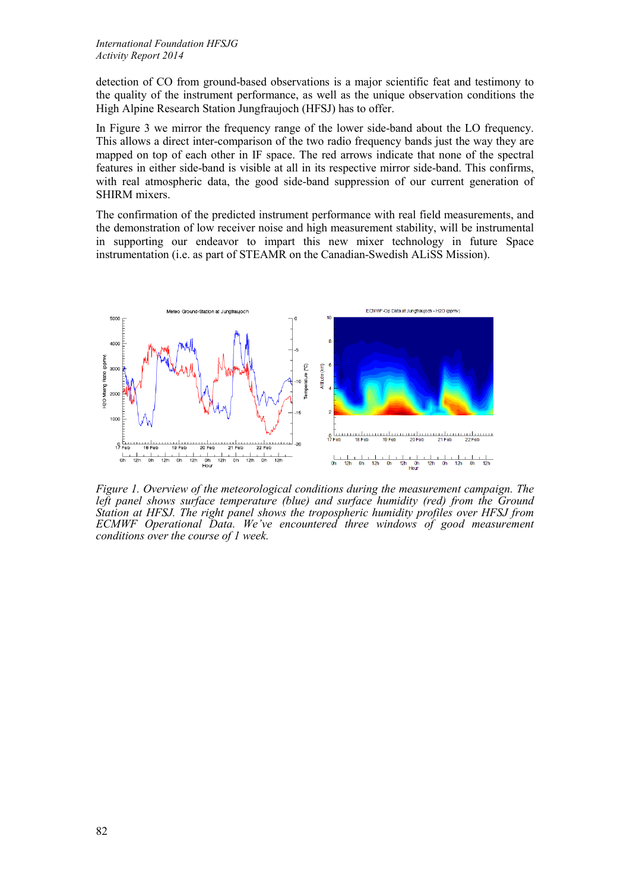detection of CO from ground-based observations is a major scientific feat and testimony to the quality of the instrument performance, as well as the unique observation conditions the High Alpine Research Station Jungfraujoch (HFSJ) has to offer.

In Figure 3 we mirror the frequency range of the lower side-band about the LO frequency. This allows a direct inter-comparison of the two radio frequency bands just the way they are mapped on top of each other in IF space. The red arrows indicate that none of the spectral features in either side-band is visible at all in its respective mirror side-band. This confirms, with real atmospheric data, the good side-band suppression of our current generation of SHIRM mixers.

The confirmation of the predicted instrument performance with real field measurements, and the demonstration of low receiver noise and high measurement stability, will be instrumental in supporting our endeavor to impart this new mixer technology in future Space instrumentation (i.e. as part of STEAMR on the Canadian-Swedish ALiSS Mission).

*Figure 1. Overview of the meteorological conditions during the measurement campaign. The left panel shows surface temperature (blue) and surface humidity (red) from the Ground Station at HFSJ. The right panel shows the tropospheric humidity profiles over HFSJ from ECMWF Operational Data. We've encountered three windows of good measurement conditions over the course of 1 week.*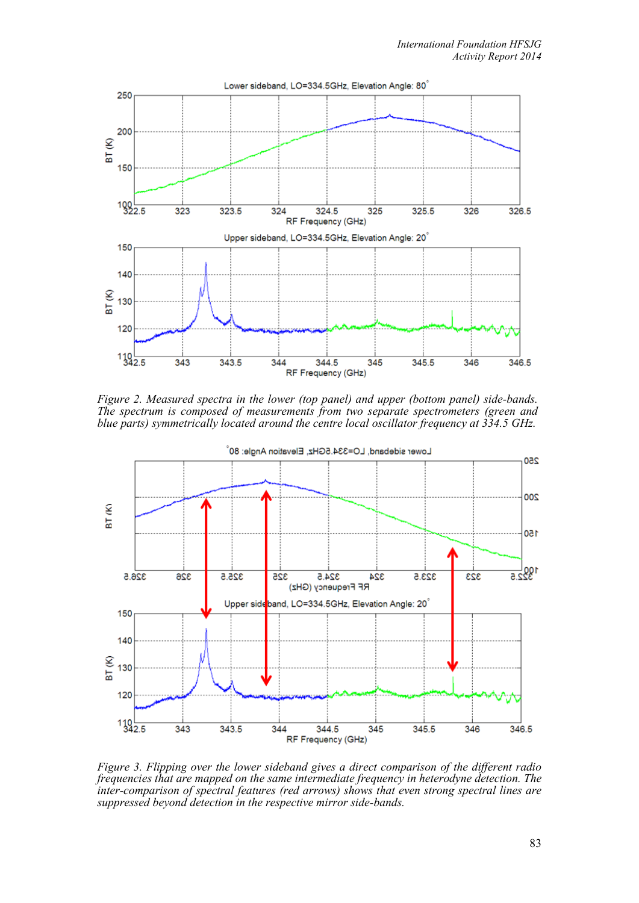*Figure 2. Measured spectra in the lower (top panel) and upper (bottom panel) side-bands. The spectrum is composed of measurements from two separate spectrometers (green and blue parts) symmetrically located around the centre local oscillator frequency at 334.5 GHz.*

*Figure 3. Flipping over the lower sideband gives a direct comparison of the different radio frequencies that are mapped on the same intermediate frequency in heterodyne detection. The inter-comparison of spectral features (red arrows) shows that even strong spectral lines are suppressed beyond detection in the respective mirror side-bands.*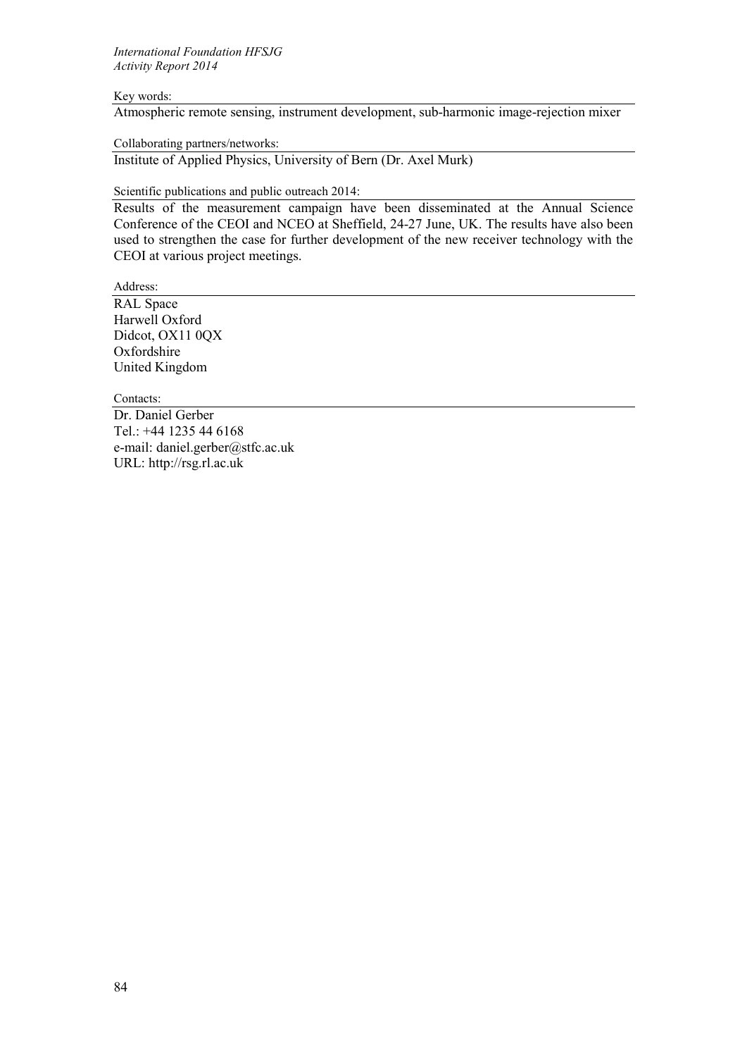Key words:

Atmospheric remote sensing, instrument development, sub-harmonic image-rejection mixer

Collaborating partners/networks:

Institute of Applied Physics, University of Bern (Dr. Axel Murk)

Scientific publications and public outreach 2014:

Results of the measurement campaign have been disseminated at the Annual Science Conference of the CEOI and NCEO at Sheffield, 24-27 June, UK. The results have also been used to strengthen the case for further development of the new receiver technology with the CEOI at various project meetings.

Address:

RAL Space
Harwell Oxford
Didcot, OX11 0QX
Oxfordshire
United Kingdom

Contacts:

Dr. Daniel Gerber
Tel.: +44 1235 44 6168
e-mail: daniel.gerber@stfc.ac.uk
URL: http://rsg.rl.ac.uk